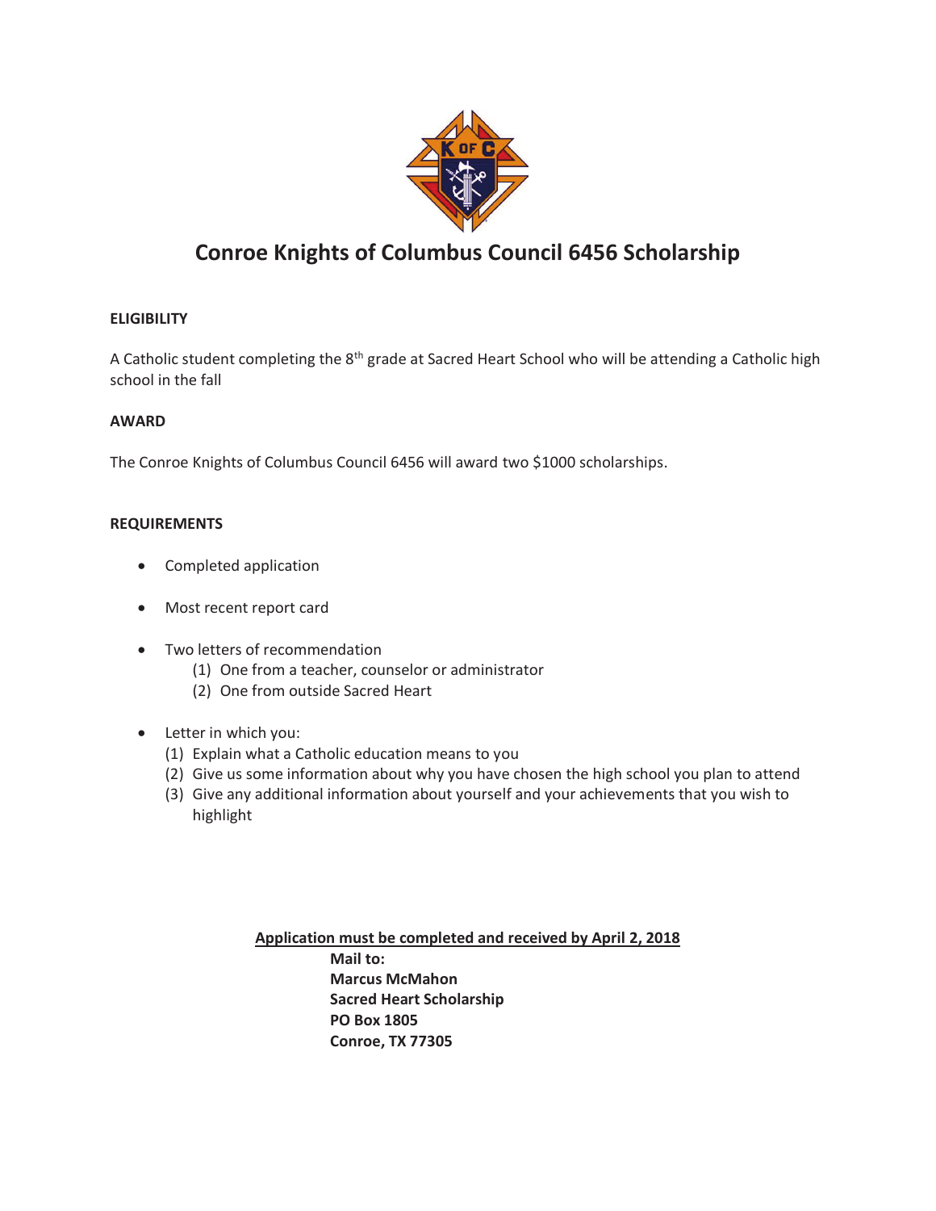# Conroe Knights of Columbus Council 6456 Scholarship

**ELIGIBILITY**

A Catholic student completing the 8th grade at Sacred Heart School who will be attending a Catholic high school in the fall

**AWARD**

The Conroe Knights of Columbus Council 6456 will award two $1000 scholarships.

**REQUIREMENTS**

- Completed application
- Most recent report card
- Two letters of recommendation
  1. One from a teacher, counselor or administrator
  2. One from outside Sacred Heart
- Letter in which you:
  1. Explain what a Catholic education means to you
  2. Give us some information about why you have chosen the high school you plan to attend
  3. Give any additional information about yourself and your achievements that you wish to highlight

<u>**Application must be completed and received by April 2, 2018**</u>

**Mail to:**
**Marcus McMahon**
**Sacred Heart Scholarship**
**PO Box 1805**
**Conroe, TX 77305**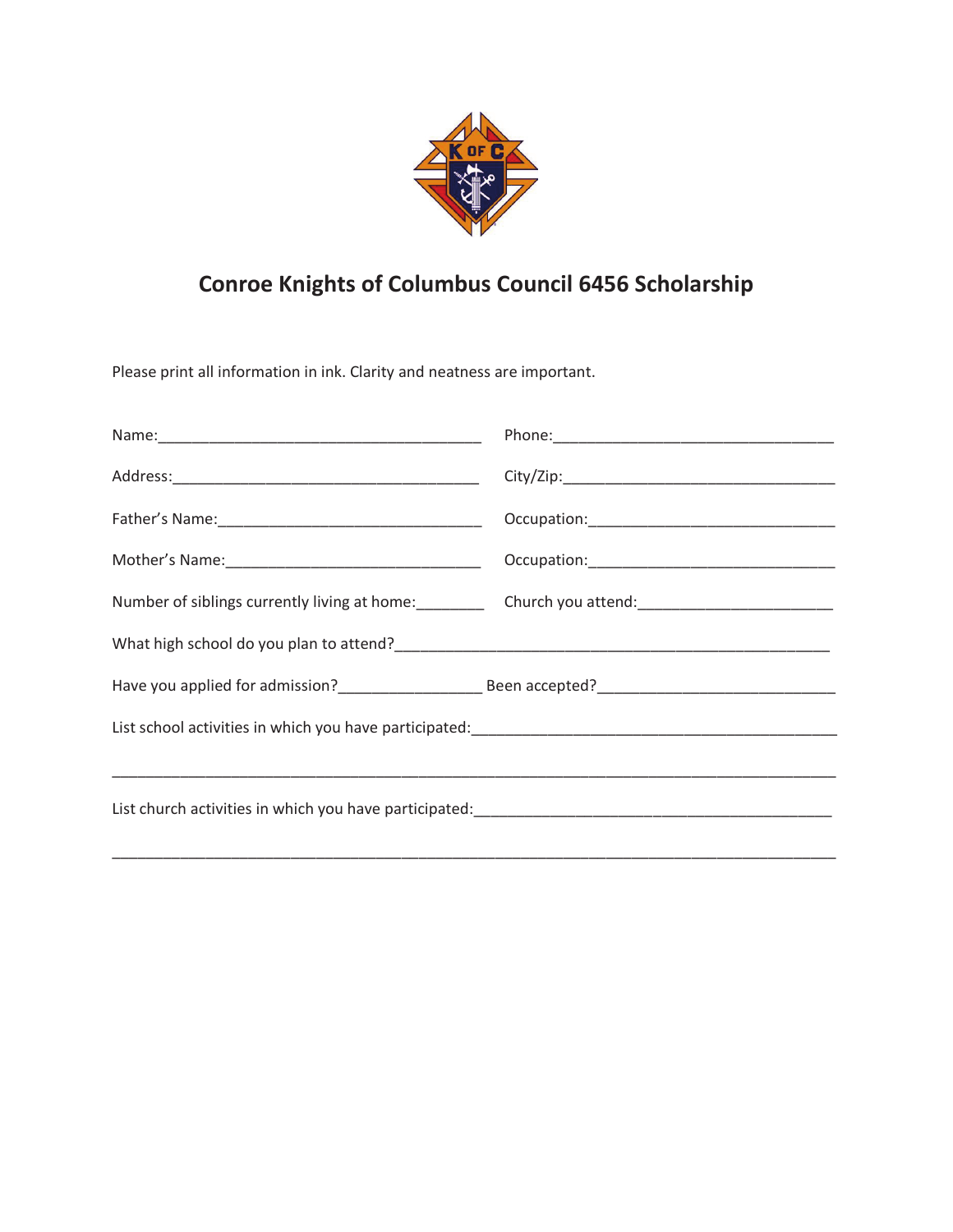# Conroe Knights of Columbus Council 6456 Scholarship

Please print all information in ink. Clarity and neatness are important.

Name:______________________________________ Phone:_________________________________

Address:____________________________________ City/Zip:_______________________________

Father's Name:______________________________ Occupation:____________________________

Mother's Name:_____________________________ Occupation:____________________________

Number of siblings currently living at home:________ Church you attend:______________________

What high school do you plan to attend?____________________________________________________

Have you applied for admission?_________________ Been accepted?___________________________

List school activities in which you have participated:__________________________________________

_____________________________________________________________________________________

List church activities in which you have participated:_________________________________________

_____________________________________________________________________________________